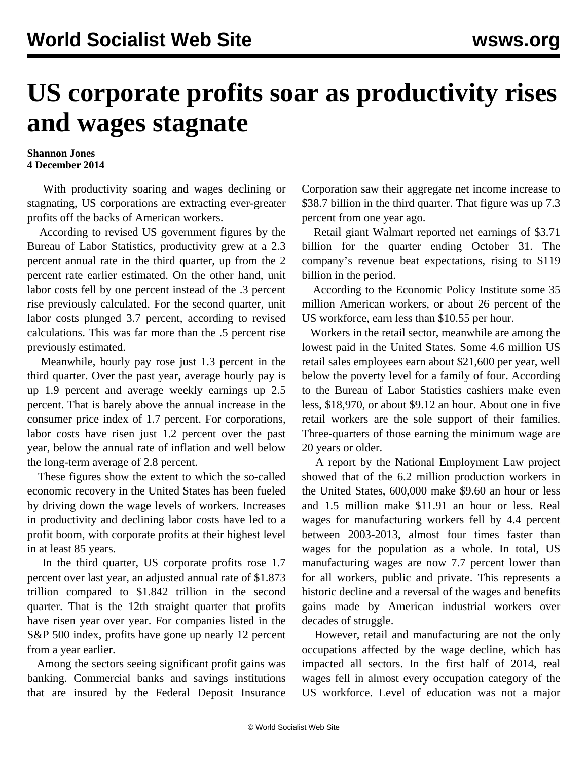# US corporate profits soar as productivity rises and wages stagnate

**Shannon Jones**
**4 December 2014**

With productivity soaring and wages declining or stagnating, US corporations are extracting ever-greater profits off the backs of American workers.

According to revised US government figures by the Bureau of Labor Statistics, productivity grew at a 2.3 percent annual rate in the third quarter, up from the 2 percent rate earlier estimated. On the other hand, unit labor costs fell by one percent instead of the .3 percent rise previously calculated. For the second quarter, unit labor costs plunged 3.7 percent, according to revised calculations. This was far more than the .5 percent rise previously estimated.

Meanwhile, hourly pay rose just 1.3 percent in the third quarter. Over the past year, average hourly pay is up 1.9 percent and average weekly earnings up 2.5 percent. That is barely above the annual increase in the consumer price index of 1.7 percent. For corporations, labor costs have risen just 1.2 percent over the past year, below the annual rate of inflation and well below the long-term average of 2.8 percent.

These figures show the extent to which the so-called economic recovery in the United States has been fueled by driving down the wage levels of workers. Increases in productivity and declining labor costs have led to a profit boom, with corporate profits at their highest level in at least 85 years.

In the third quarter, US corporate profits rose 1.7 percent over last year, an adjusted annual rate of $1.873 trillion compared to $1.842 trillion in the second quarter. That is the 12th straight quarter that profits have risen year over year. For companies listed in the S&P 500 index, profits have gone up nearly 12 percent from a year earlier.

Among the sectors seeing significant profit gains was banking. Commercial banks and savings institutions that are insured by the Federal Deposit Insurance Corporation saw their aggregate net income increase to $38.7 billion in the third quarter. That figure was up 7.3 percent from one year ago.

Retail giant Walmart reported net earnings of $3.71 billion for the quarter ending October 31. The company's revenue beat expectations, rising to $119 billion in the period.

According to the Economic Policy Institute some 35 million American workers, or about 26 percent of the US workforce, earn less than $10.55 per hour.

Workers in the retail sector, meanwhile are among the lowest paid in the United States. Some 4.6 million US retail sales employees earn about $21,600 per year, well below the poverty level for a family of four. According to the Bureau of Labor Statistics cashiers make even less, $18,970, or about $9.12 an hour. About one in five retail workers are the sole support of their families. Three-quarters of those earning the minimum wage are 20 years or older.

A report by the National Employment Law project showed that of the 6.2 million production workers in the United States, 600,000 make $9.60 an hour or less and 1.5 million make $11.91 an hour or less. Real wages for manufacturing workers fell by 4.4 percent between 2003-2013, almost four times faster than wages for the population as a whole. In total, US manufacturing wages are now 7.7 percent lower than for all workers, public and private. This represents a historic decline and a reversal of the wages and benefits gains made by American industrial workers over decades of struggle.

However, retail and manufacturing are not the only occupations affected by the wage decline, which has impacted all sectors. In the first half of 2014, real wages fell in almost every occupation category of the US workforce. Level of education was not a major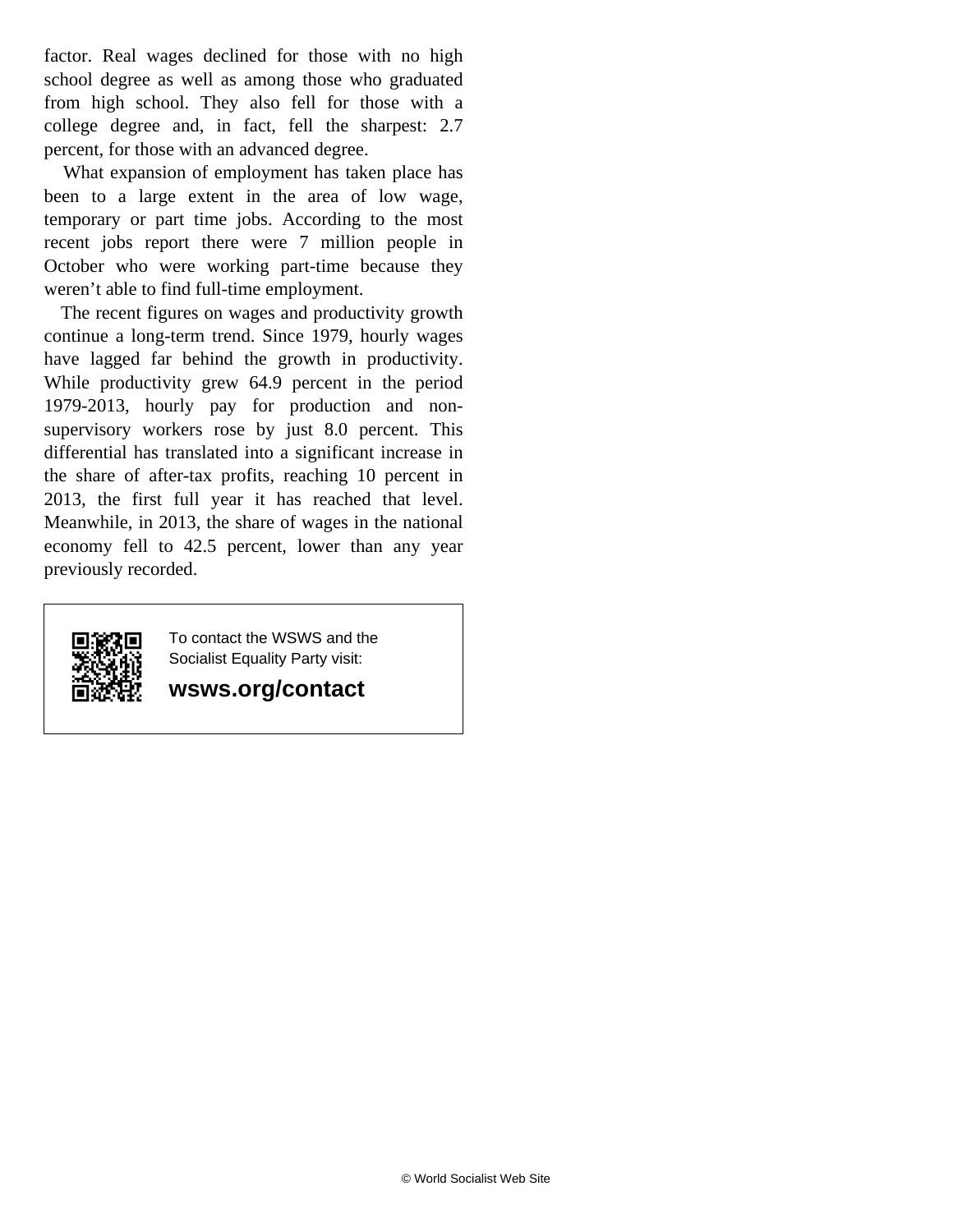factor. Real wages declined for those with no high school degree as well as among those who graduated from high school. They also fell for those with a college degree and, in fact, fell the sharpest: 2.7 percent, for those with an advanced degree.

What expansion of employment has taken place has been to a large extent in the area of low wage, temporary or part time jobs. According to the most recent jobs report there were 7 million people in October who were working part-time because they weren't able to find full-time employment.

The recent figures on wages and productivity growth continue a long-term trend. Since 1979, hourly wages have lagged far behind the growth in productivity. While productivity grew 64.9 percent in the period 1979-2013, hourly pay for production and non-supervisory workers rose by just 8.0 percent. This differential has translated into a significant increase in the share of after-tax profits, reaching 10 percent in 2013, the first full year it has reached that level. Meanwhile, in 2013, the share of wages in the national economy fell to 42.5 percent, lower than any year previously recorded.

To contact the WSWS and the Socialist Equality Party visit:

**wsws.org/contact**